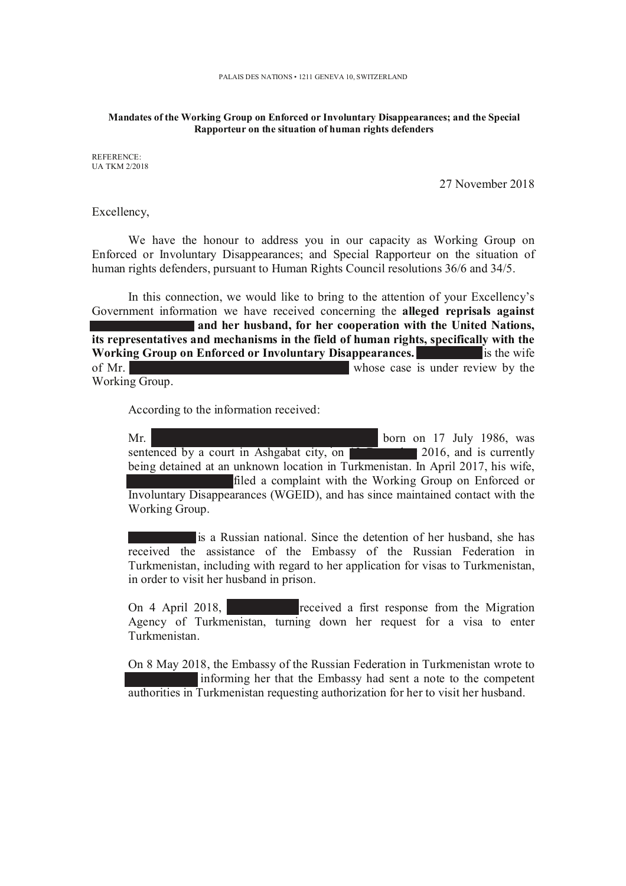PALAIS DES NATIONS • 1211 GENEVA 10, SWITZERLAND

**Mandates of the Working Group on Enforced or Involuntary Disappearances; and the Special Rapporteur on the situation of human rights defenders**

REFERENCE:
UA TKM 2/2018

27 November 2018

Excellency,

We have the honour to address you in our capacity as Working Group on Enforced or Involuntary Disappearances; and Special Rapporteur on the situation of human rights defenders, pursuant to Human Rights Council resolutions 36/6 and 34/5.

In this connection, we would like to bring to the attention of your Excellency's Government information we have received concerning the **alleged reprisals against [REDACTED] and her husband, for her cooperation with the United Nations, its representatives and mechanisms in the field of human rights, specifically with the Working Group on Enforced or Involuntary Disappearances.** [REDACTED] is the wife of Mr. [REDACTED] whose case is under review by the Working Group.

According to the information received:

> Mr. [REDACTED] born on 17 July 1986, was sentenced by a court in Ashgabat city, on [REDACTED] 2016, and is currently being detained at an unknown location in Turkmenistan. In April 2017, his wife, [REDACTED] filed a complaint with the Working Group on Enforced or Involuntary Disappearances (WGEID), and has since maintained contact with the Working Group.
>
> [REDACTED] is a Russian national. Since the detention of her husband, she has received the assistance of the Embassy of the Russian Federation in Turkmenistan, including with regard to her application for visas to Turkmenistan, in order to visit her husband in prison.
>
> On 4 April 2018, [REDACTED] received a first response from the Migration Agency of Turkmenistan, turning down her request for a visa to enter Turkmenistan.
>
> On 8 May 2018, the Embassy of the Russian Federation in Turkmenistan wrote to [REDACTED] informing her that the Embassy had sent a note to the competent authorities in Turkmenistan requesting authorization for her to visit her husband.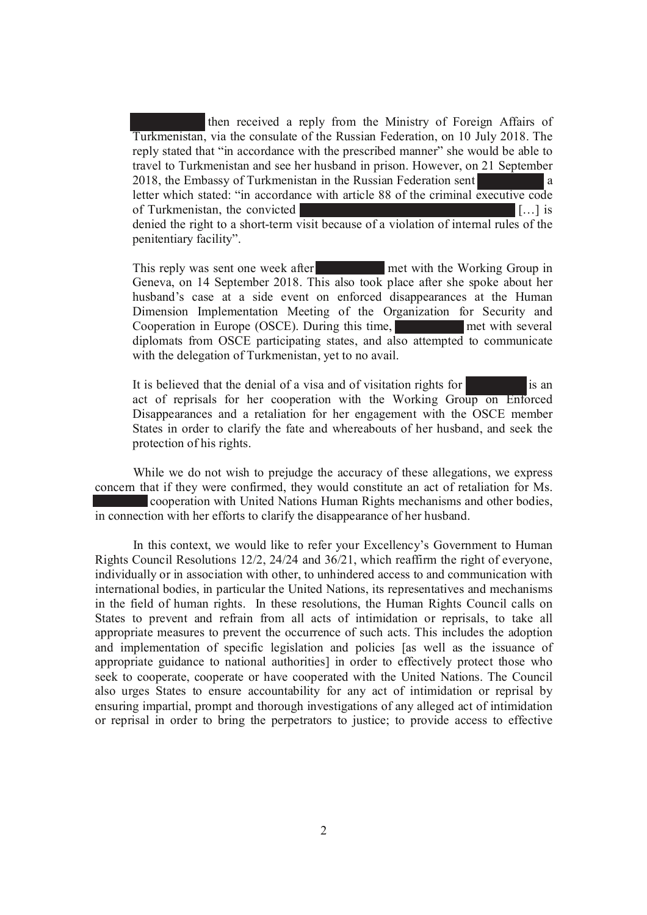then received a reply from the Ministry of Foreign Affairs of Turkmenistan, via the consulate of the Russian Federation, on 10 July 2018. The reply stated that "in accordance with the prescribed manner" she would be able to travel to Turkmenistan and see her husband in prison. However, on 21 September 2018, the Embassy of Turkmenistan in the Russian Federation sent a letter which stated: "in accordance with article 88 of the criminal executive code of Turkmenistan, the convicted […] is denied the right to a short-term visit because of a violation of internal rules of the penitentiary facility".

This reply was sent one week after met with the Working Group in Geneva, on 14 September 2018. This also took place after she spoke about her husband's case at a side event on enforced disappearances at the Human Dimension Implementation Meeting of the Organization for Security and Cooperation in Europe (OSCE). During this time, met with several diplomats from OSCE participating states, and also attempted to communicate with the delegation of Turkmenistan, yet to no avail.

It is believed that the denial of a visa and of visitation rights for is an act of reprisals for her cooperation with the Working Group on Enforced Disappearances and a retaliation for her engagement with the OSCE member States in order to clarify the fate and whereabouts of her husband, and seek the protection of his rights.

While we do not wish to prejudge the accuracy of these allegations, we express concern that if they were confirmed, they would constitute an act of retaliation for Ms. cooperation with United Nations Human Rights mechanisms and other bodies, in connection with her efforts to clarify the disappearance of her husband.

In this context, we would like to refer your Excellency's Government to Human Rights Council Resolutions 12/2, 24/24 and 36/21, which reaffirm the right of everyone, individually or in association with other, to unhindered access to and communication with international bodies, in particular the United Nations, its representatives and mechanisms in the field of human rights. In these resolutions, the Human Rights Council calls on States to prevent and refrain from all acts of intimidation or reprisals, to take all appropriate measures to prevent the occurrence of such acts. This includes the adoption and implementation of specific legislation and policies [as well as the issuance of appropriate guidance to national authorities] in order to effectively protect those who seek to cooperate, cooperate or have cooperated with the United Nations. The Council also urges States to ensure accountability for any act of intimidation or reprisal by ensuring impartial, prompt and thorough investigations of any alleged act of intimidation or reprisal in order to bring the perpetrators to justice; to provide access to effective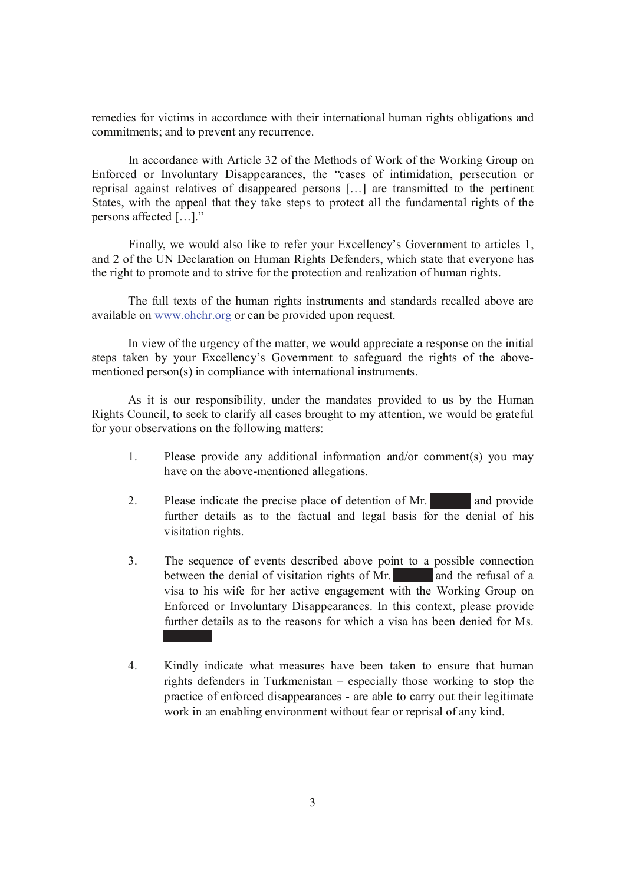remedies for victims in accordance with their international human rights obligations and commitments; and to prevent any recurrence.

In accordance with Article 32 of the Methods of Work of the Working Group on Enforced or Involuntary Disappearances, the "cases of intimidation, persecution or reprisal against relatives of disappeared persons […] are transmitted to the pertinent States, with the appeal that they take steps to protect all the fundamental rights of the persons affected […]."

Finally, we would also like to refer your Excellency's Government to articles 1, and 2 of the UN Declaration on Human Rights Defenders, which state that everyone has the right to promote and to strive for the protection and realization of human rights.

The full texts of the human rights instruments and standards recalled above are available on www.ohchr.org or can be provided upon request.

In view of the urgency of the matter, we would appreciate a response on the initial steps taken by your Excellency's Government to safeguard the rights of the above-mentioned person(s) in compliance with international instruments.

As it is our responsibility, under the mandates provided to us by the Human Rights Council, to seek to clarify all cases brought to my attention, we would be grateful for your observations on the following matters:

1. Please provide any additional information and/or comment(s) you may have on the above-mentioned allegations.

2. Please indicate the precise place of detention of Mr. ██████ and provide further details as to the factual and legal basis for the denial of his visitation rights.

3. The sequence of events described above point to a possible connection between the denial of visitation rights of Mr. ██████ and the refusal of a visa to his wife for her active engagement with the Working Group on Enforced or Involuntary Disappearances. In this context, please provide further details as to the reasons for which a visa has been denied for Ms. ██████

4. Kindly indicate what measures have been taken to ensure that human rights defenders in Turkmenistan – especially those working to stop the practice of enforced disappearances - are able to carry out their legitimate work in an enabling environment without fear or reprisal of any kind.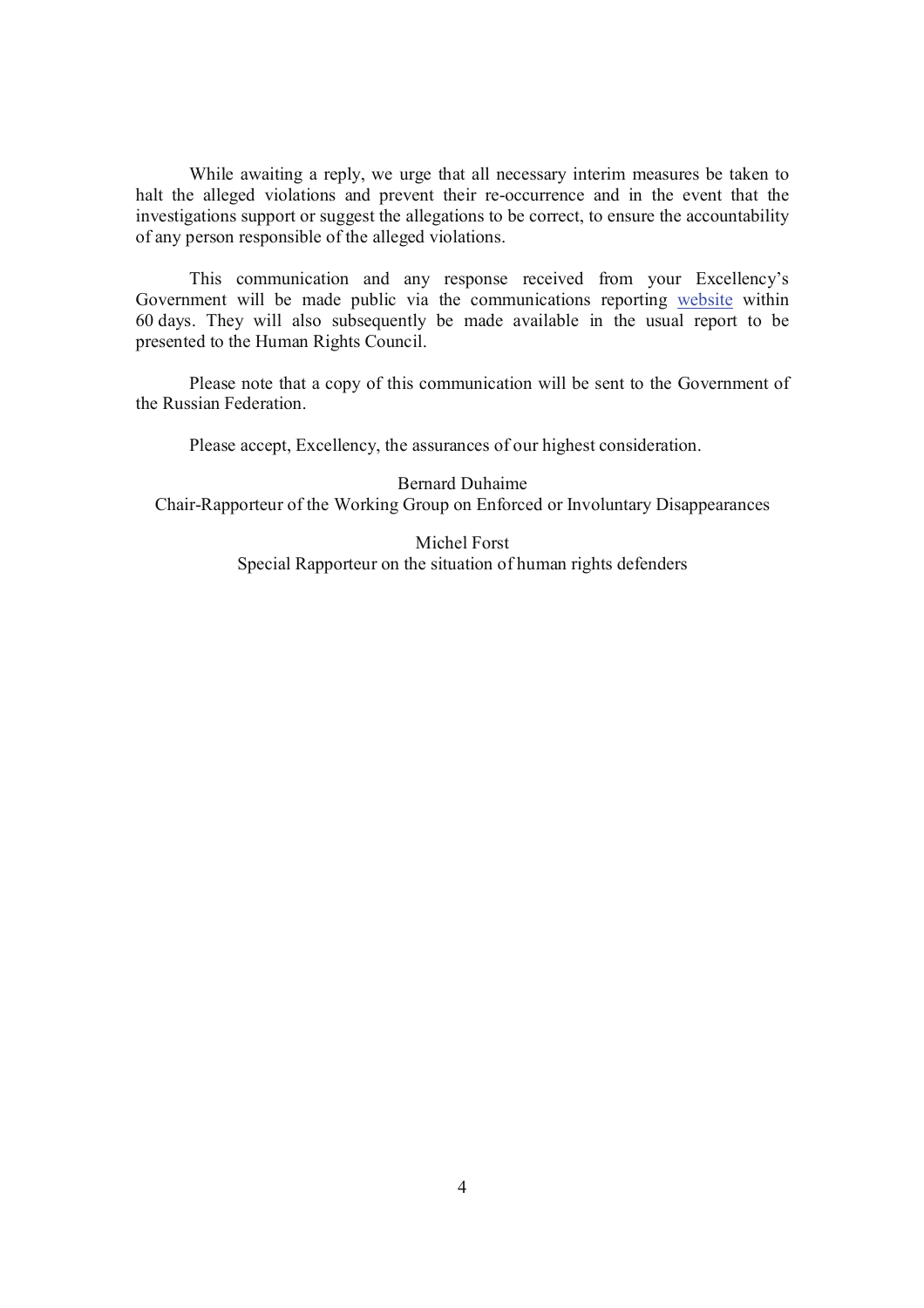While awaiting a reply, we urge that all necessary interim measures be taken to halt the alleged violations and prevent their re-occurrence and in the event that the investigations support or suggest the allegations to be correct, to ensure the accountability of any person responsible of the alleged violations.

This communication and any response received from your Excellency's Government will be made public via the communications reporting website within 60 days. They will also subsequently be made available in the usual report to be presented to the Human Rights Council.

Please note that a copy of this communication will be sent to the Government of the Russian Federation.

Please accept, Excellency, the assurances of our highest consideration.

Bernard Duhaime
Chair-Rapporteur of the Working Group on Enforced or Involuntary Disappearances

Michel Forst
Special Rapporteur on the situation of human rights defenders